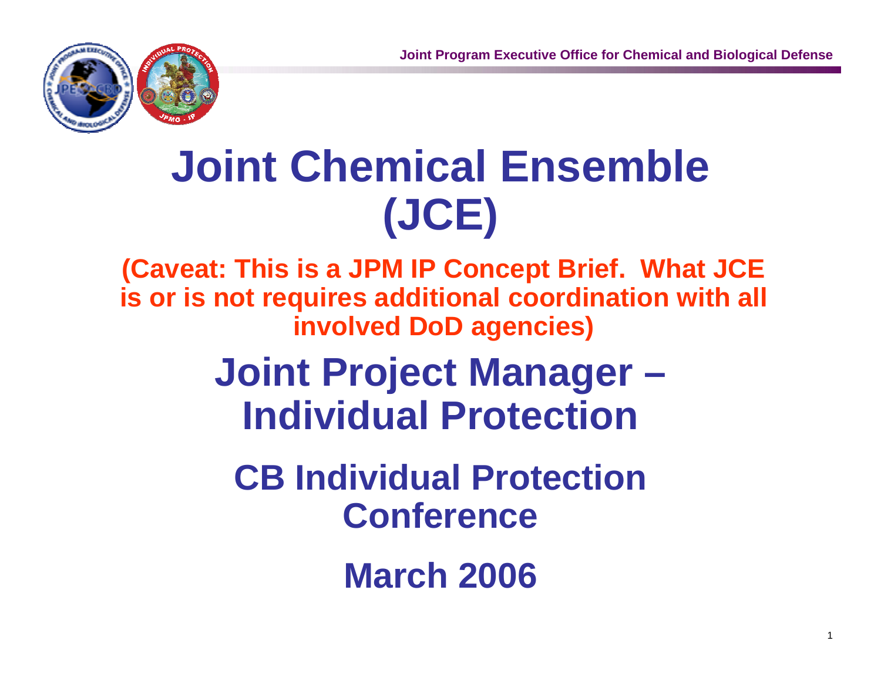# Joint Chemical Ensemble (JCE)

**(Caveat: This is a JPM IP Concept Brief. What JCE is or is not requires additional coordination with all involved DoD agencies)**

## Joint Project Manager – Individual Protection

## CB Individual Protection Conference

## March 2006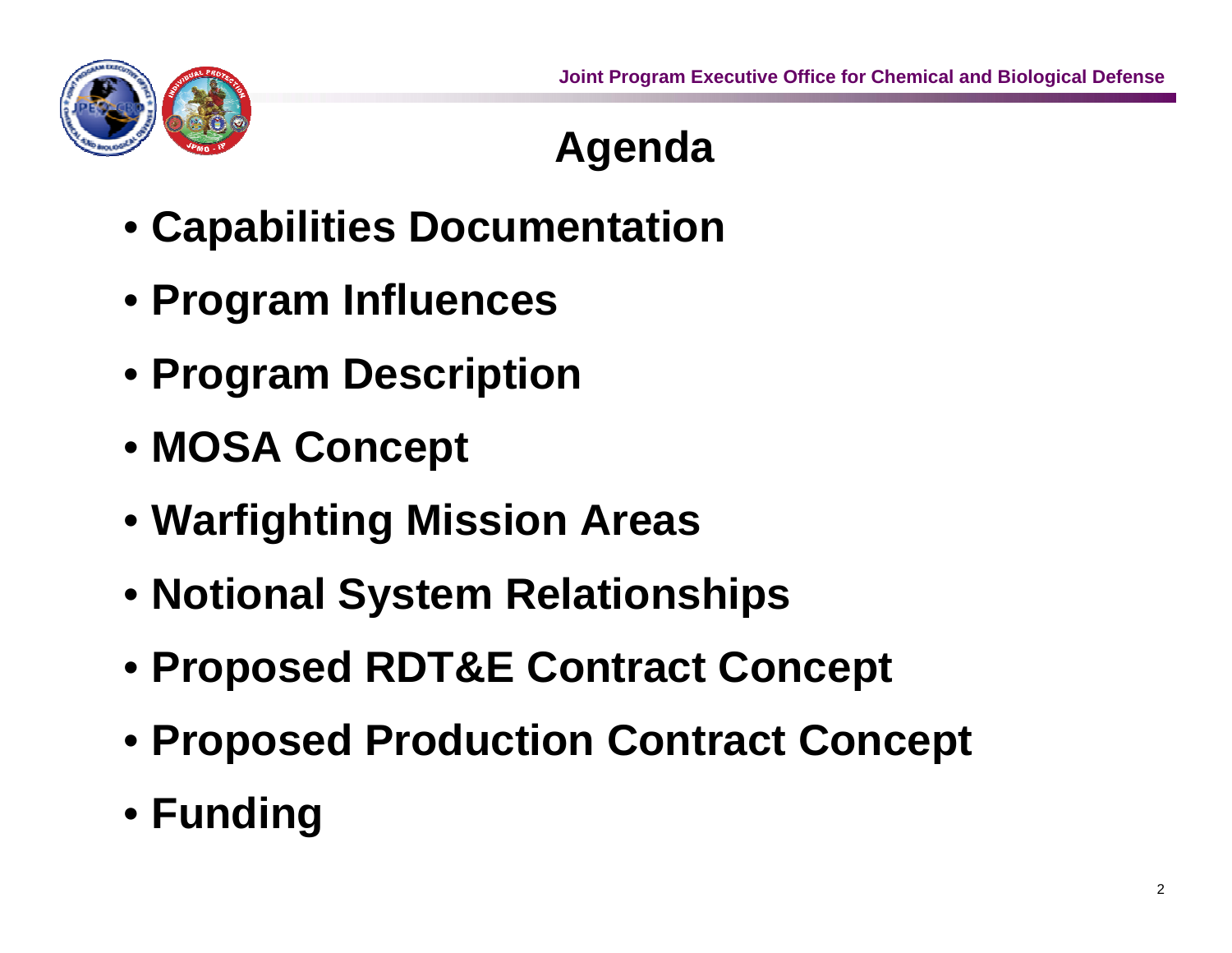# Agenda

- Capabilities Documentation
- Program Influences
- Program Description
- MOSA Concept
- Warfighting Mission Areas
- Notional System Relationships
- Proposed RDT&E Contract Concept
- Proposed Production Contract Concept
- Funding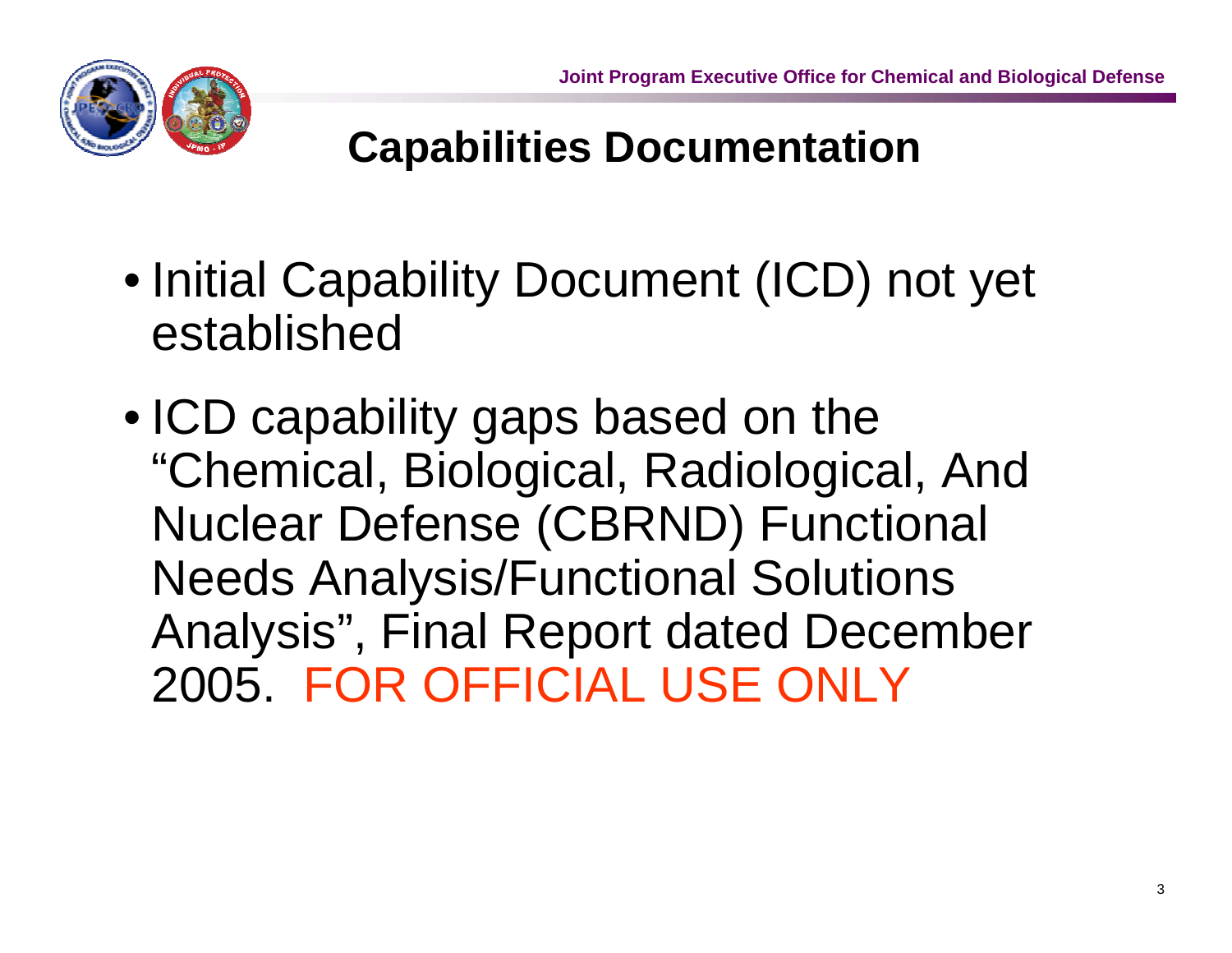## Capabilities Documentation

- Initial Capability Document (ICD) not yet established
- ICD capability gaps based on the "Chemical, Biological, Radiological, And Nuclear Defense (CBRND) Functional Needs Analysis/Functional Solutions Analysis", Final Report dated December 2005. FOR OFFICIAL USE ONLY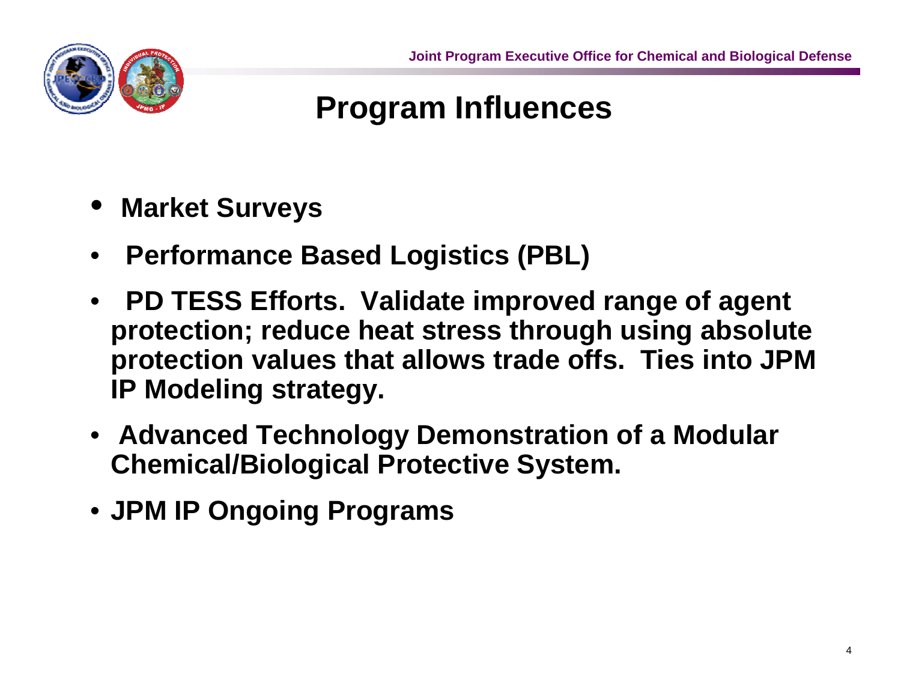# Program Influences

- **Market Surveys**
- **Performance Based Logistics (PBL)**
- **PD TESS Efforts. Validate improved range of agent protection; reduce heat stress through using absolute protection values that allows trade offs. Ties into JPM IP Modeling strategy.**
- **Advanced Technology Demonstration of a Modular Chemical/Biological Protective System.**
- **JPM IP Ongoing Programs**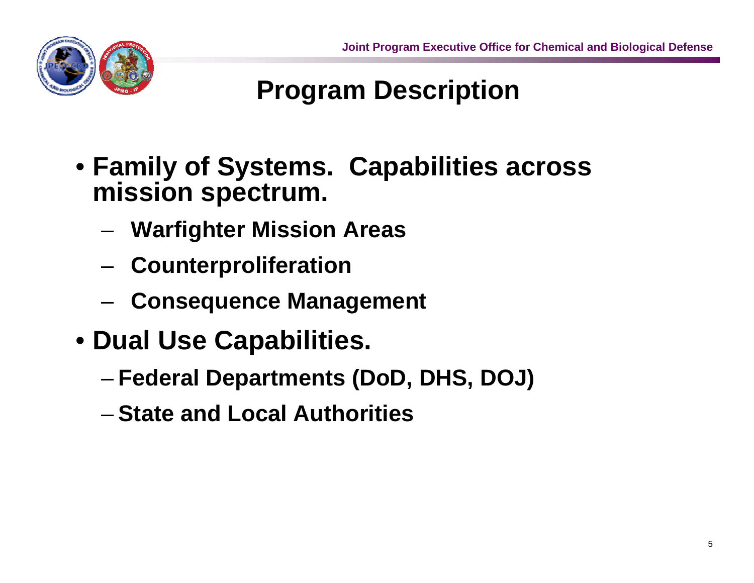# Program Description

- **Family of Systems. Capabilities across mission spectrum.**
  - **Warfighter Mission Areas**
  - **Counterproliferation**
  - **Consequence Management**
- **Dual Use Capabilities.**
  - **Federal Departments (DoD, DHS, DOJ)**
  - **State and Local Authorities**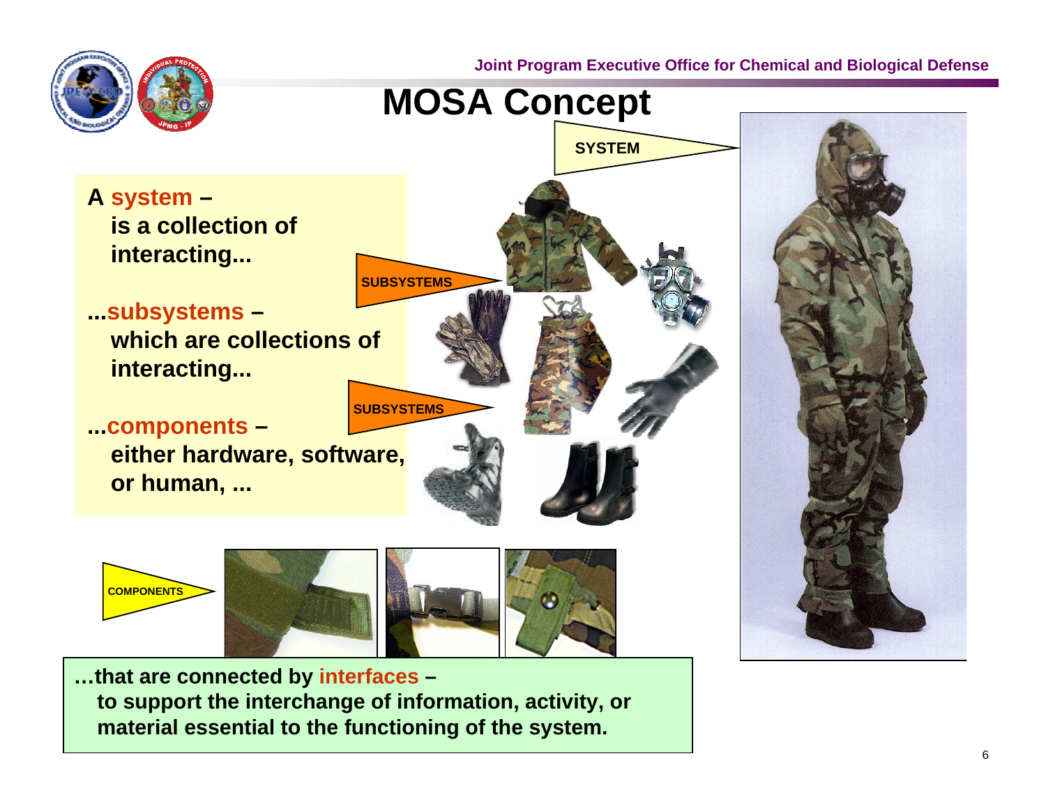# MOSA Concept

**A system –**
**is a collection of interacting...**

**...subsystems –**
**which are collections of interacting...**

**...components –**
**either hardware, software, or human, ...**

SYSTEM

SUBSYSTEMS

SUBSYSTEMS

COMPONENTS

**…that are connected by interfaces –**
**to support the interchange of information, activity, or material essential to the functioning of the system.**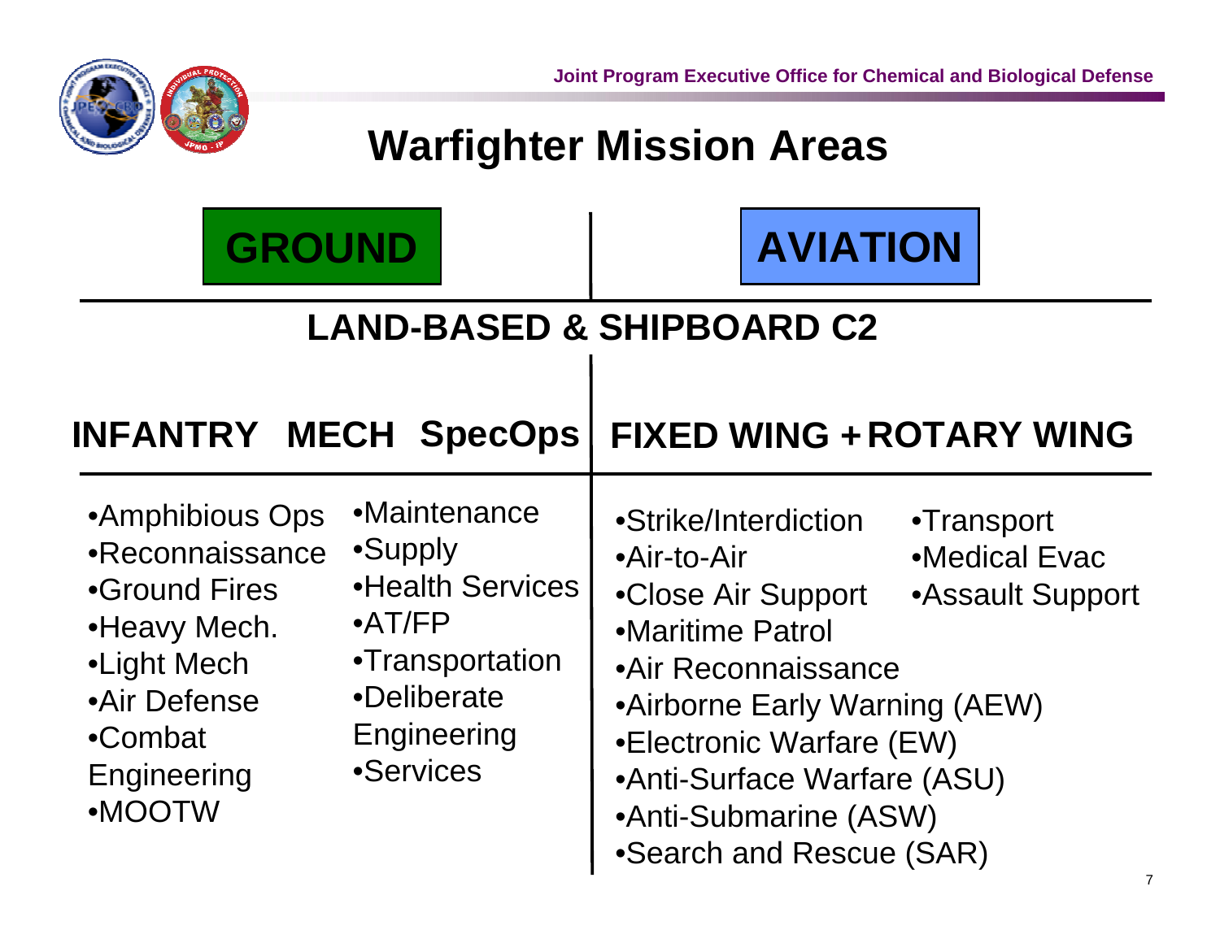# Warfighter Mission Areas

| GROUND | AVIATION |
|---|---|
| **LAND-BASED & SHIPBOARD C2** | |
| **INFANTRY MECH SpecOps** | **FIXED WING + ROTARY WING** |

## GROUND

- Amphibious Ops
- Reconnaissance
- Ground Fires
- Heavy Mech.
- Light Mech
- Air Defense
- Combat Engineering
- MOOTW
- Maintenance
- Supply
- Health Services
- AT/FP
- Transportation
- Deliberate Engineering
- Services

## AVIATION

- Strike/Interdiction
- Air-to-Air
- Close Air Support
- Maritime Patrol
- Air Reconnaissance
- Airborne Early Warning (AEW)
- Electronic Warfare (EW)
- Anti-Surface Warfare (ASU)
- Anti-Submarine (ASW)
- Search and Rescue (SAR)
- Transport
- Medical Evac
- Assault Support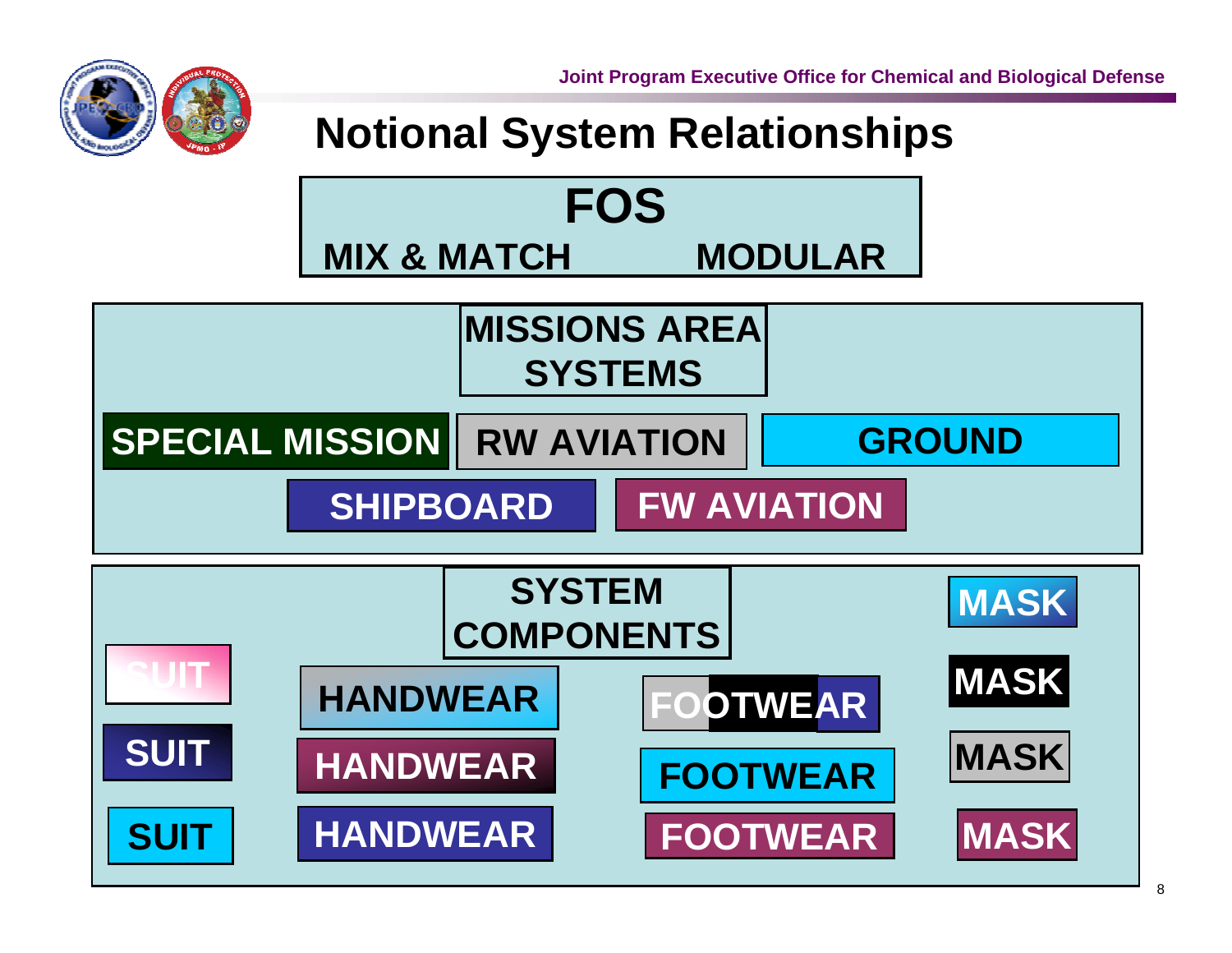# Notional System Relationships

## FOS

MIX & MATCH MODULAR

## MISSIONS AREA SYSTEMS

- SPECIAL MISSION
- RW AVIATION
- GROUND
- SHIPBOARD
- FW AVIATION

## SYSTEM COMPONENTS

| SUIT | HANDWEAR | FOOTWEAR | MASK |
|---|---|---|---|
| SUIT | HANDWEAR | FOOTWEAR | MASK |
| SUIT | HANDWEAR | FOOTWEAR | MASK |
| SUIT | HANDWEAR | FOOTWEAR | MASK |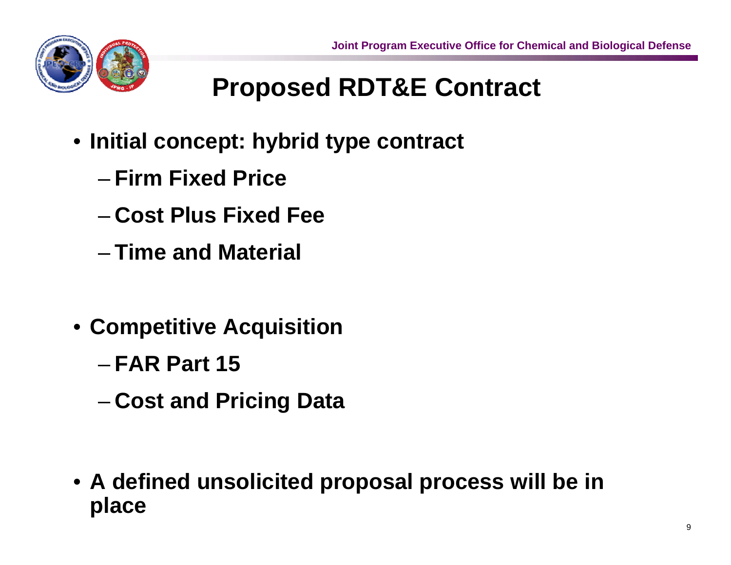# Proposed RDT&E Contract

- Initial concept: hybrid type contract
  - Firm Fixed Price
  - Cost Plus Fixed Fee
  - Time and Material
- Competitive Acquisition
  - FAR Part 15
  - Cost and Pricing Data
- A defined unsolicited proposal process will be in place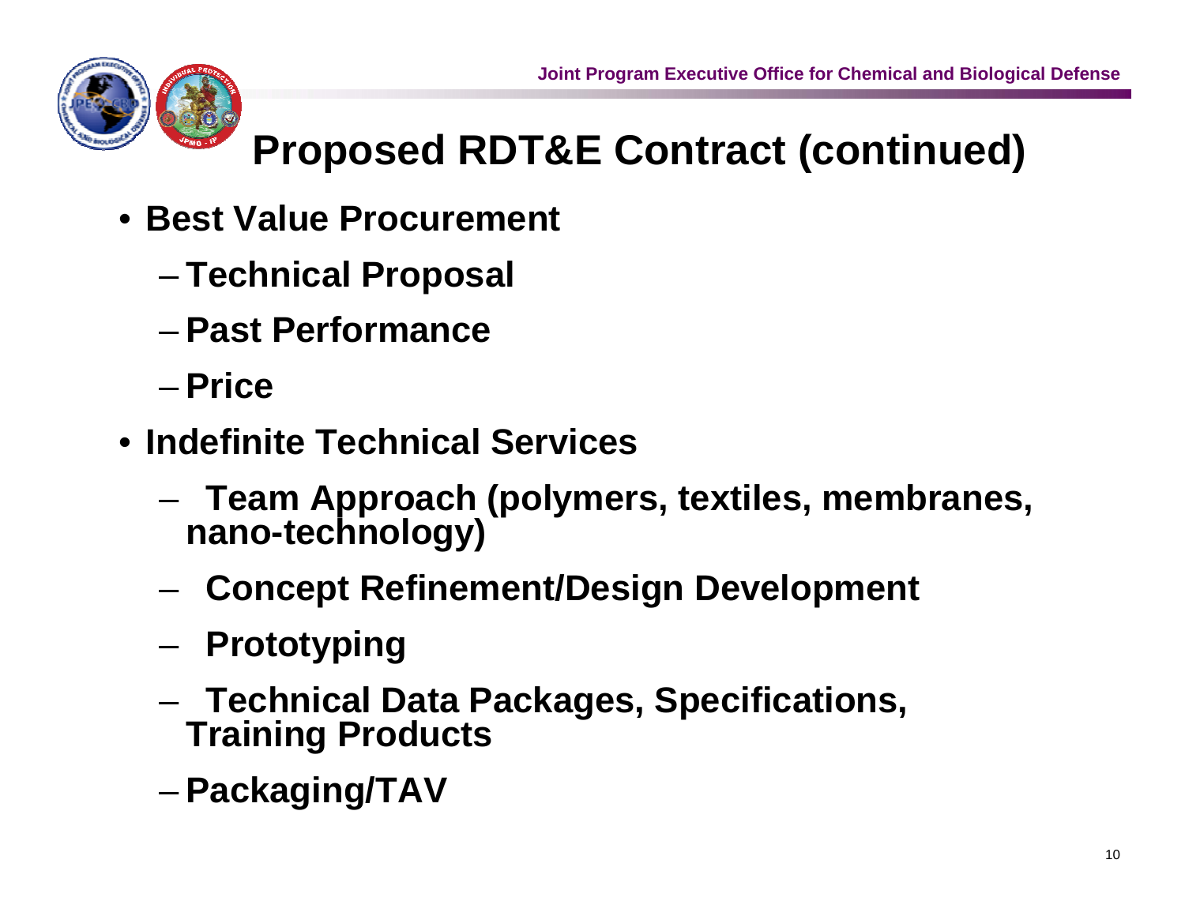# Proposed RDT&E Contract (continued)

- Best Value Procurement
  - Technical Proposal
  - Past Performance
  - Price
- Indefinite Technical Services
  - Team Approach (polymers, textiles, membranes, nano-technology)
  - Concept Refinement/Design Development
  - Prototyping
  - Technical Data Packages, Specifications, Training Products
  - Packaging/TAV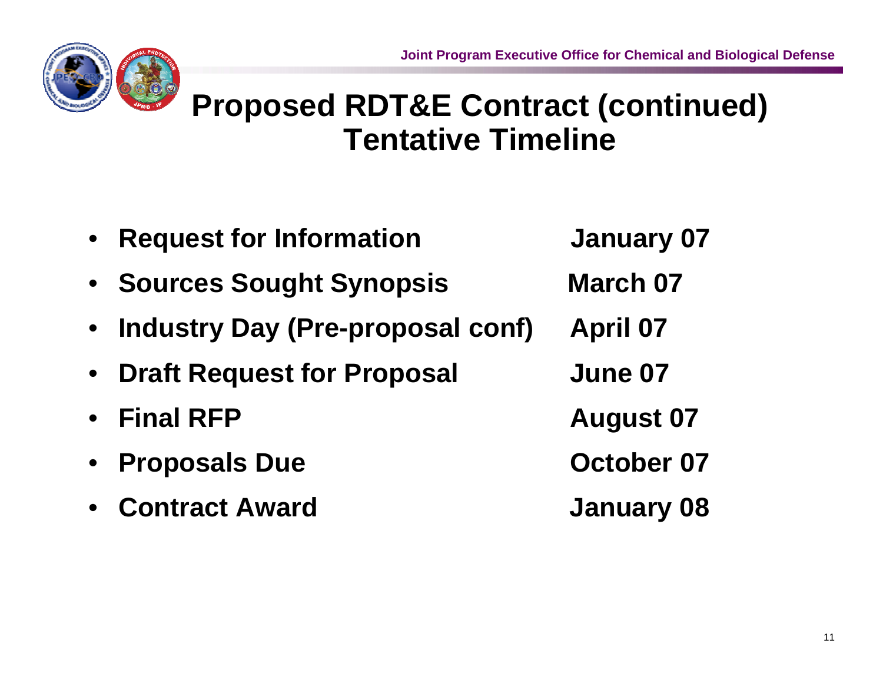# Proposed RDT&E Contract (continued) Tentative Timeline

| | |
|---|---|
| Request for Information | January 07 |
| Sources Sought Synopsis | March 07 |
| Industry Day (Pre-proposal conf) | April 07 |
| Draft Request for Proposal | June 07 |
| Final RFP | August 07 |
| Proposals Due | October 07 |
| Contract Award | January 08 |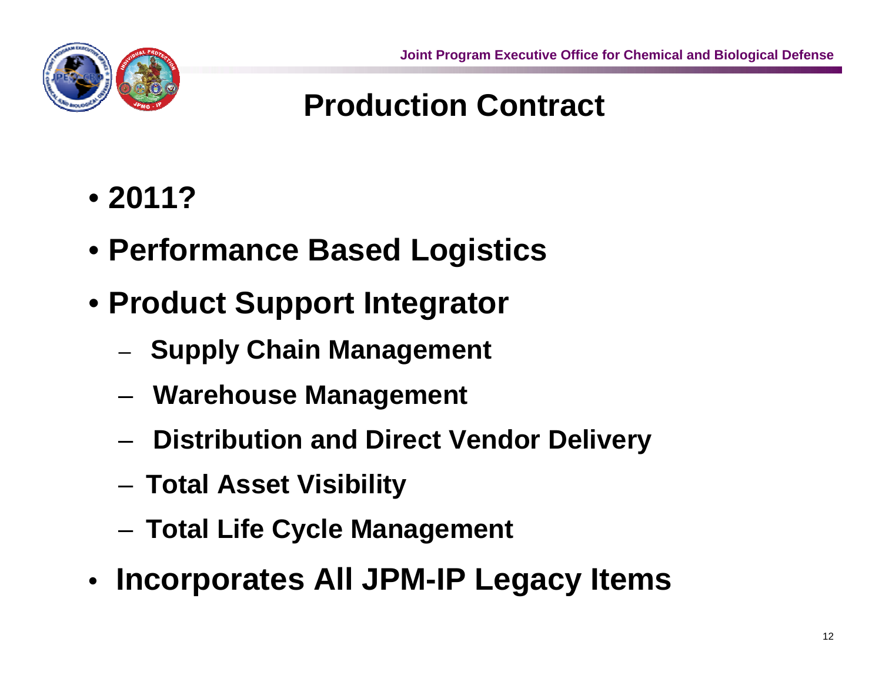# Production Contract

- **2011?**
- **Performance Based Logistics**
- **Product Support Integrator**
  - **Supply Chain Management**
  - **Warehouse Management**
  - **Distribution and Direct Vendor Delivery**
  - **Total Asset Visibility**
  - **Total Life Cycle Management**
- **Incorporates All JPM-IP Legacy Items**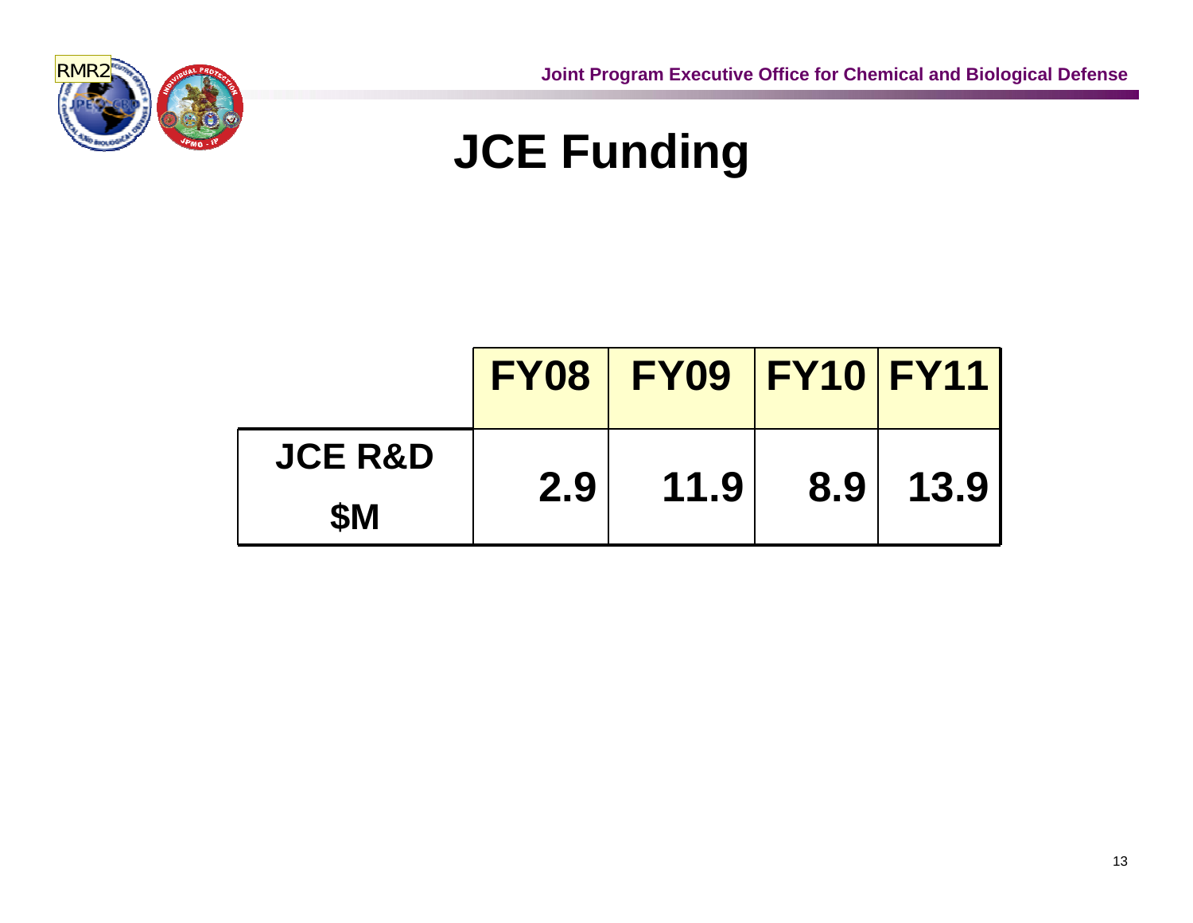# JCE Funding

| | FY08 | FY09 | FY10 | FY11 |
|---|---|---|---|---|
| JCE R&D $M | 2.9 | 11.9 | 8.9 | 13.9 |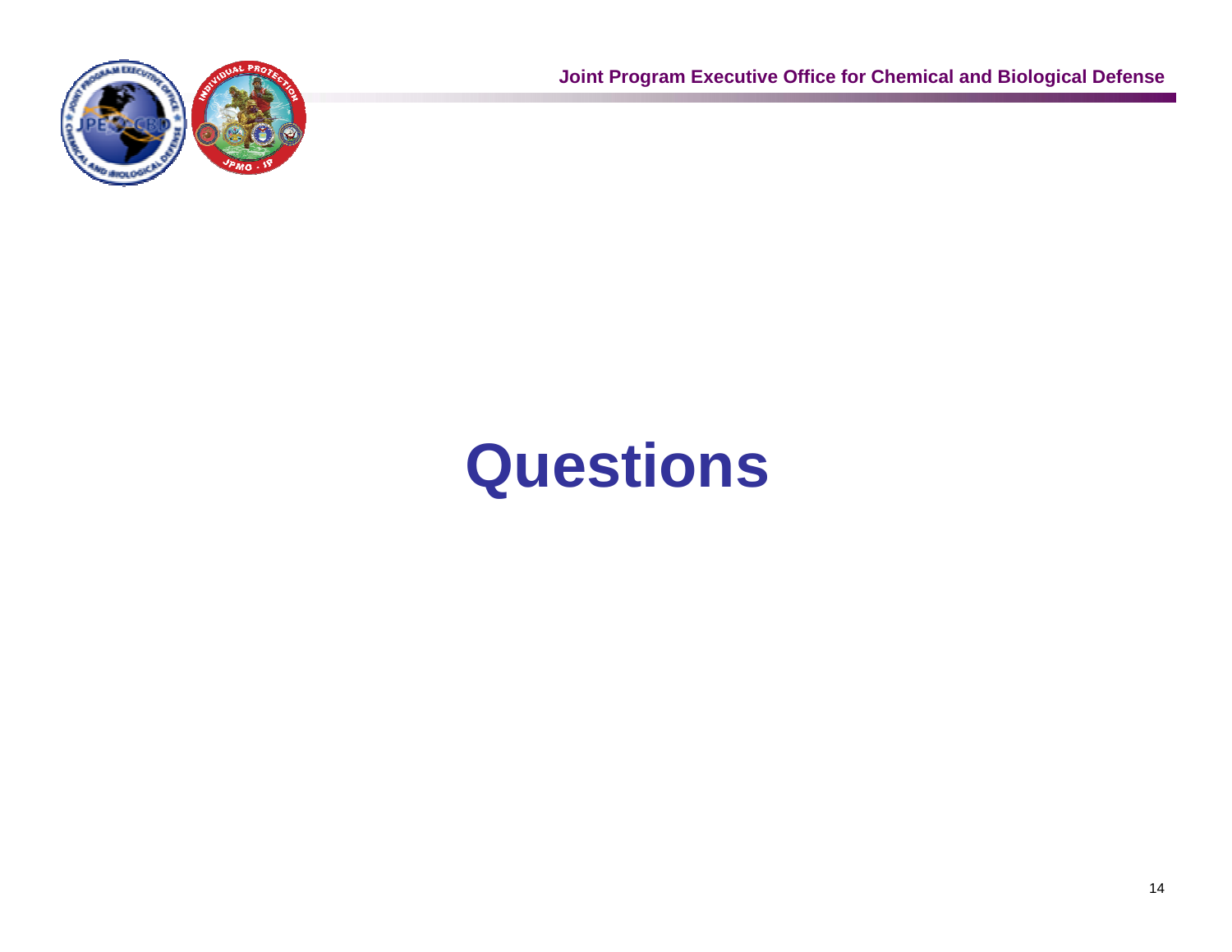# Questions